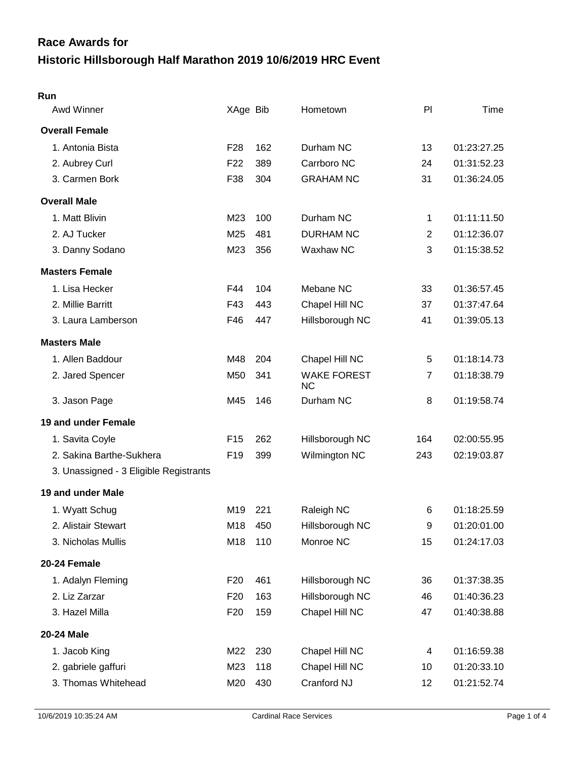# Race Awards for

# Historic Hillsborough Half Marathon 2019 10/6/2019 HRC Event

## Run

| Awd Winner | XAge | Bib | Hometown | Pl | Time |
|---|---|---|---|---|---|
| **Overall Female** | | | | | |
| 1. Antonia Bista | F28 | 162 | Durham NC | 13 | 01:23:27.25 |
| 2. Aubrey Curl | F22 | 389 | Carrboro NC | 24 | 01:31:52.23 |
| 3. Carmen Bork | F38 | 304 | GRAHAM NC | 31 | 01:36:24.05 |
| **Overall Male** | | | | | |
| 1. Matt Blivin | M23 | 100 | Durham NC | 1 | 01:11:11.50 |
| 2. AJ Tucker | M25 | 481 | DURHAM NC | 2 | 01:12:36.07 |
| 3. Danny Sodano | M23 | 356 | Waxhaw NC | 3 | 01:15:38.52 |
| **Masters Female** | | | | | |
| 1. Lisa Hecker | F44 | 104 | Mebane NC | 33 | 01:36:57.45 |
| 2. Millie Barritt | F43 | 443 | Chapel Hill NC | 37 | 01:37:47.64 |
| 3. Laura Lamberson | F46 | 447 | Hillsborough NC | 41 | 01:39:05.13 |
| **Masters Male** | | | | | |
| 1. Allen Baddour | M48 | 204 | Chapel Hill NC | 5 | 01:18:14.73 |
| 2. Jared Spencer | M50 | 341 | WAKE FOREST NC | 7 | 01:18:38.79 |
| 3. Jason Page | M45 | 146 | Durham NC | 8 | 01:19:58.74 |
| **19 and under Female** | | | | | |
| 1. Savita Coyle | F15 | 262 | Hillsborough NC | 164 | 02:00:55.95 |
| 2. Sakina Barthe-Sukhera | F19 | 399 | Wilmington NC | 243 | 02:19:03.87 |
| 3. Unassigned - 3 Eligible Registrants | | | | | |
| **19 and under Male** | | | | | |
| 1. Wyatt Schug | M19 | 221 | Raleigh NC | 6 | 01:18:25.59 |
| 2. Alistair Stewart | M18 | 450 | Hillsborough NC | 9 | 01:20:01.00 |
| 3. Nicholas Mullis | M18 | 110 | Monroe NC | 15 | 01:24:17.03 |
| **20-24 Female** | | | | | |
| 1. Adalyn Fleming | F20 | 461 | Hillsborough NC | 36 | 01:37:38.35 |
| 2. Liz Zarzar | F20 | 163 | Hillsborough NC | 46 | 01:40:36.23 |
| 3. Hazel Milla | F20 | 159 | Chapel Hill NC | 47 | 01:40:38.88 |
| **20-24 Male** | | | | | |
| 1. Jacob King | M22 | 230 | Chapel Hill NC | 4 | 01:16:59.38 |
| 2. gabriele gaffuri | M23 | 118 | Chapel Hill NC | 10 | 01:20:33.10 |
| 3. Thomas Whitehead | M20 | 430 | Cranford NJ | 12 | 01:21:52.74 |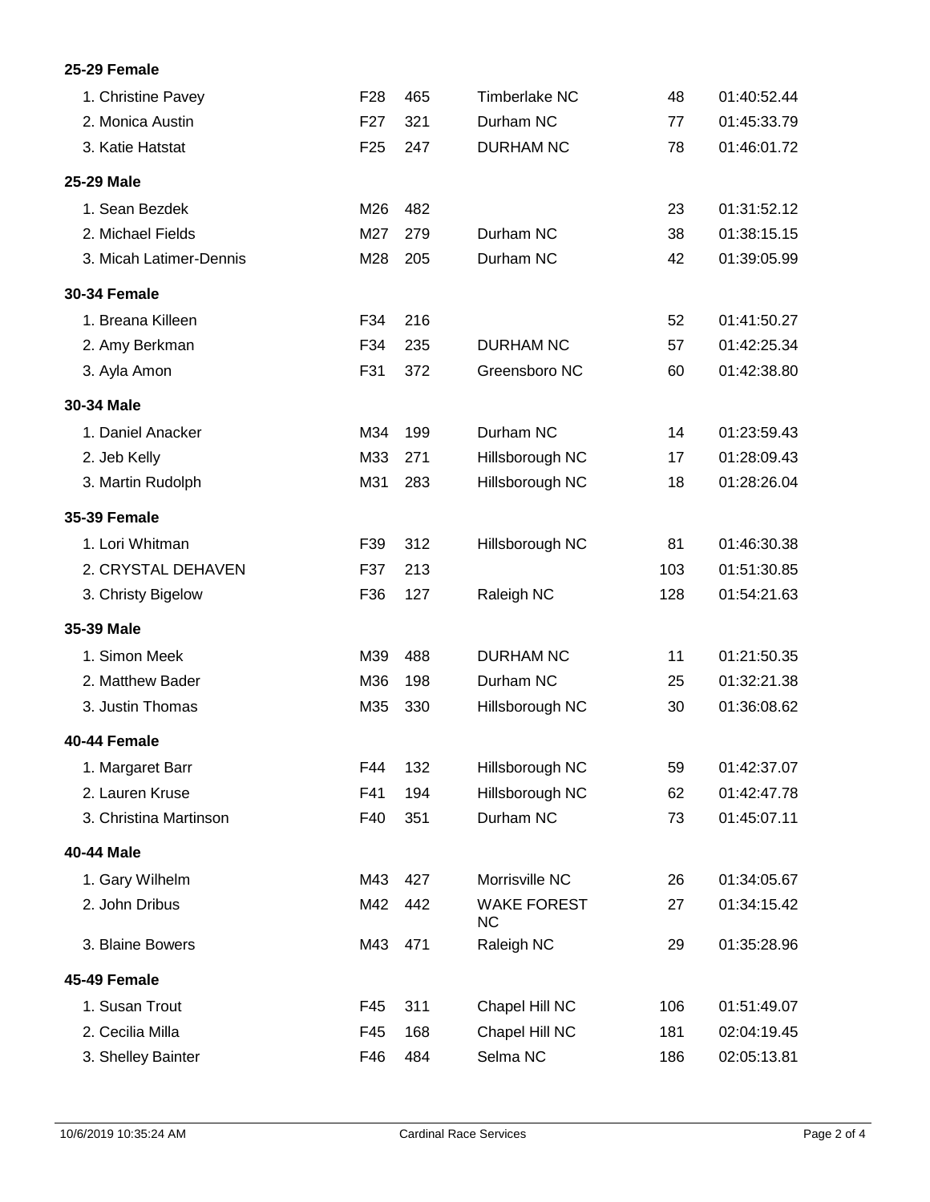**25-29 Female**

| Name | Age | Bib | City | Place | Time |
|---|---|---|---|---|---|
| 1. Christine Pavey | F28 | 465 | Timberlake NC | 48 | 01:40:52.44 |
| 2. Monica Austin | F27 | 321 | Durham NC | 77 | 01:45:33.79 |
| 3. Katie Hatstat | F25 | 247 | DURHAM NC | 78 | 01:46:01.72 |

**25-29 Male**

| Name | Age | Bib | City | Place | Time |
|---|---|---|---|---|---|
| 1. Sean Bezdek | M26 | 482 | | 23 | 01:31:52.12 |
| 2. Michael Fields | M27 | 279 | Durham NC | 38 | 01:38:15.15 |
| 3. Micah Latimer-Dennis | M28 | 205 | Durham NC | 42 | 01:39:05.99 |

**30-34 Female**

| Name | Age | Bib | City | Place | Time |
|---|---|---|---|---|---|
| 1. Breana Killeen | F34 | 216 | | 52 | 01:41:50.27 |
| 2. Amy Berkman | F34 | 235 | DURHAM NC | 57 | 01:42:25.34 |
| 3. Ayla Amon | F31 | 372 | Greensboro NC | 60 | 01:42:38.80 |

**30-34 Male**

| Name | Age | Bib | City | Place | Time |
|---|---|---|---|---|---|
| 1. Daniel Anacker | M34 | 199 | Durham NC | 14 | 01:23:59.43 |
| 2. Jeb Kelly | M33 | 271 | Hillsborough NC | 17 | 01:28:09.43 |
| 3. Martin Rudolph | M31 | 283 | Hillsborough NC | 18 | 01:28:26.04 |

**35-39 Female**

| Name | Age | Bib | City | Place | Time |
|---|---|---|---|---|---|
| 1. Lori Whitman | F39 | 312 | Hillsborough NC | 81 | 01:46:30.38 |
| 2. CRYSTAL DEHAVEN | F37 | 213 | | 103 | 01:51:30.85 |
| 3. Christy Bigelow | F36 | 127 | Raleigh NC | 128 | 01:54:21.63 |

**35-39 Male**

| Name | Age | Bib | City | Place | Time |
|---|---|---|---|---|---|
| 1. Simon Meek | M39 | 488 | DURHAM NC | 11 | 01:21:50.35 |
| 2. Matthew Bader | M36 | 198 | Durham NC | 25 | 01:32:21.38 |
| 3. Justin Thomas | M35 | 330 | Hillsborough NC | 30 | 01:36:08.62 |

**40-44 Female**

| Name | Age | Bib | City | Place | Time |
|---|---|---|---|---|---|
| 1. Margaret Barr | F44 | 132 | Hillsborough NC | 59 | 01:42:37.07 |
| 2. Lauren Kruse | F41 | 194 | Hillsborough NC | 62 | 01:42:47.78 |
| 3. Christina Martinson | F40 | 351 | Durham NC | 73 | 01:45:07.11 |

**40-44 Male**

| Name | Age | Bib | City | Place | Time |
|---|---|---|---|---|---|
| 1. Gary Wilhelm | M43 | 427 | Morrisville NC | 26 | 01:34:05.67 |
| 2. John Dribus | M42 | 442 | WAKE FOREST NC | 27 | 01:34:15.42 |
| 3. Blaine Bowers | M43 | 471 | Raleigh NC | 29 | 01:35:28.96 |

**45-49 Female**

| Name | Age | Bib | City | Place | Time |
|---|---|---|---|---|---|
| 1. Susan Trout | F45 | 311 | Chapel Hill NC | 106 | 01:51:49.07 |
| 2. Cecilia Milla | F45 | 168 | Chapel Hill NC | 181 | 02:04:19.45 |
| 3. Shelley Bainter | F46 | 484 | Selma NC | 186 | 02:05:13.81 |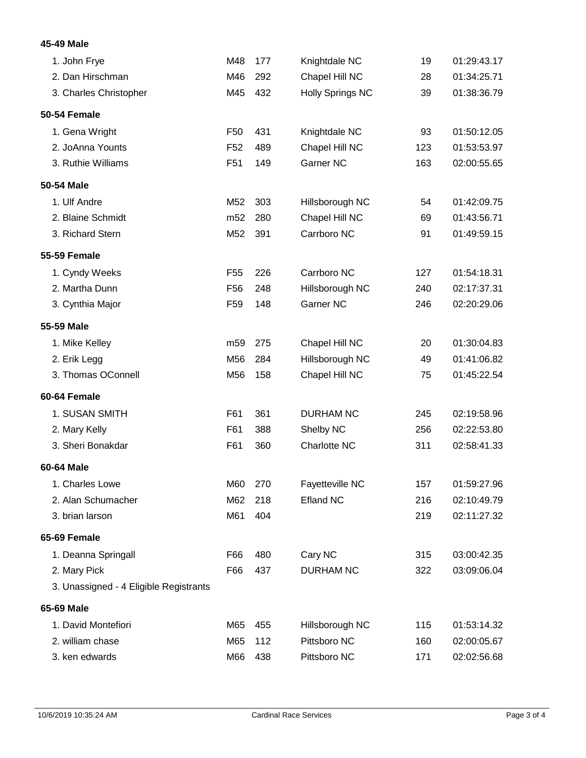**45-49 Male**

| Place | Name | Age | Bib | City | Overall | Time |
|---|---|---|---|---|---|---|
| 1. | John Frye | M48 | 177 | Knightdale NC | 19 | 01:29:43.17 |
| 2. | Dan Hirschman | M46 | 292 | Chapel Hill NC | 28 | 01:34:25.71 |
| 3. | Charles Christopher | M45 | 432 | Holly Springs NC | 39 | 01:38:36.79 |

**50-54 Female**

| Place | Name | Age | Bib | City | Overall | Time |
|---|---|---|---|---|---|---|
| 1. | Gena Wright | F50 | 431 | Knightdale NC | 93 | 01:50:12.05 |
| 2. | JoAnna Younts | F52 | 489 | Chapel Hill NC | 123 | 01:53:53.97 |
| 3. | Ruthie Williams | F51 | 149 | Garner NC | 163 | 02:00:55.65 |

**50-54 Male**

| Place | Name | Age | Bib | City | Overall | Time |
|---|---|---|---|---|---|---|
| 1. | Ulf Andre | M52 | 303 | Hillsborough NC | 54 | 01:42:09.75 |
| 2. | Blaine Schmidt | m52 | 280 | Chapel Hill NC | 69 | 01:43:56.71 |
| 3. | Richard Stern | M52 | 391 | Carrboro NC | 91 | 01:49:59.15 |

**55-59 Female**

| Place | Name | Age | Bib | City | Overall | Time |
|---|---|---|---|---|---|---|
| 1. | Cyndy Weeks | F55 | 226 | Carrboro NC | 127 | 01:54:18.31 |
| 2. | Martha Dunn | F56 | 248 | Hillsborough NC | 240 | 02:17:37.31 |
| 3. | Cynthia Major | F59 | 148 | Garner NC | 246 | 02:20:29.06 |

**55-59 Male**

| Place | Name | Age | Bib | City | Overall | Time |
|---|---|---|---|---|---|---|
| 1. | Mike Kelley | m59 | 275 | Chapel Hill NC | 20 | 01:30:04.83 |
| 2. | Erik Legg | M56 | 284 | Hillsborough NC | 49 | 01:41:06.82 |
| 3. | Thomas OConnell | M56 | 158 | Chapel Hill NC | 75 | 01:45:22.54 |

**60-64 Female**

| Place | Name | Age | Bib | City | Overall | Time |
|---|---|---|---|---|---|---|
| 1. | SUSAN SMITH | F61 | 361 | DURHAM NC | 245 | 02:19:58.96 |
| 2. | Mary Kelly | F61 | 388 | Shelby NC | 256 | 02:22:53.80 |
| 3. | Sheri Bonakdar | F61 | 360 | Charlotte NC | 311 | 02:58:41.33 |

**60-64 Male**

| Place | Name | Age | Bib | City | Overall | Time |
|---|---|---|---|---|---|---|
| 1. | Charles Lowe | M60 | 270 | Fayetteville NC | 157 | 01:59:27.96 |
| 2. | Alan Schumacher | M62 | 218 | Efland NC | 216 | 02:10:49.79 |
| 3. | brian larson | M61 | 404 | | 219 | 02:11:27.32 |

**65-69 Female**

| Place | Name | Age | Bib | City | Overall | Time |
|---|---|---|---|---|---|---|
| 1. | Deanna Springall | F66 | 480 | Cary NC | 315 | 03:00:42.35 |
| 2. | Mary Pick | F66 | 437 | DURHAM NC | 322 | 03:09:06.04 |
| 3. | Unassigned - 4 Eligible Registrants | | | | | |

**65-69 Male**

| Place | Name | Age | Bib | City | Overall | Time |
|---|---|---|---|---|---|---|
| 1. | David Montefiori | M65 | 455 | Hillsborough NC | 115 | 01:53:14.32 |
| 2. | william chase | M65 | 112 | Pittsboro NC | 160 | 02:00:05.67 |
| 3. | ken edwards | M66 | 438 | Pittsboro NC | 171 | 02:02:56.68 |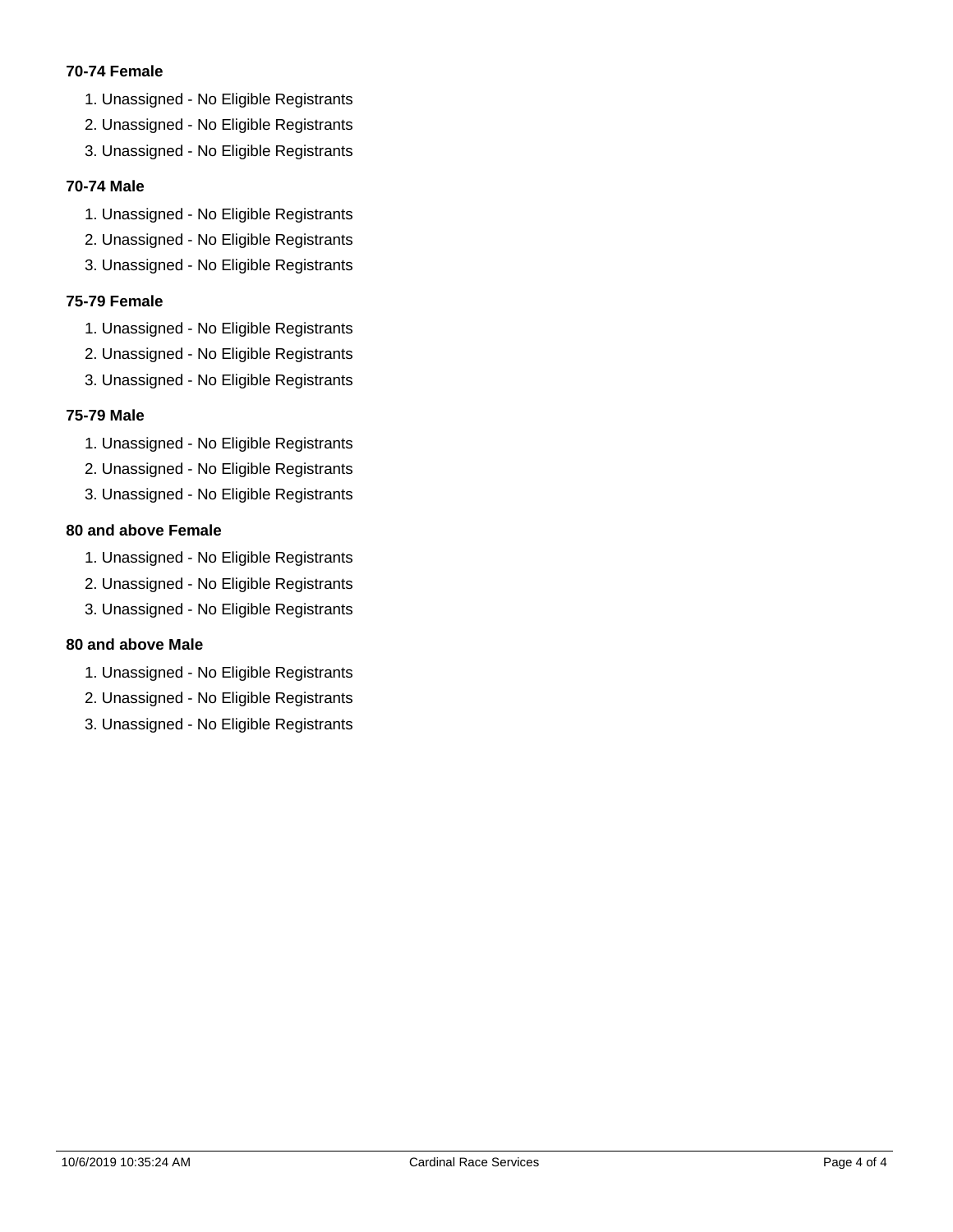#### 70-74 Female

1. Unassigned - No Eligible Registrants
2. Unassigned - No Eligible Registrants
3. Unassigned - No Eligible Registrants

#### 70-74 Male

1. Unassigned - No Eligible Registrants
2. Unassigned - No Eligible Registrants
3. Unassigned - No Eligible Registrants

#### 75-79 Female

1. Unassigned - No Eligible Registrants
2. Unassigned - No Eligible Registrants
3. Unassigned - No Eligible Registrants

#### 75-79 Male

1. Unassigned - No Eligible Registrants
2. Unassigned - No Eligible Registrants
3. Unassigned - No Eligible Registrants

#### 80 and above Female

1. Unassigned - No Eligible Registrants
2. Unassigned - No Eligible Registrants
3. Unassigned - No Eligible Registrants

#### 80 and above Male

1. Unassigned - No Eligible Registrants
2. Unassigned - No Eligible Registrants
3. Unassigned - No Eligible Registrants